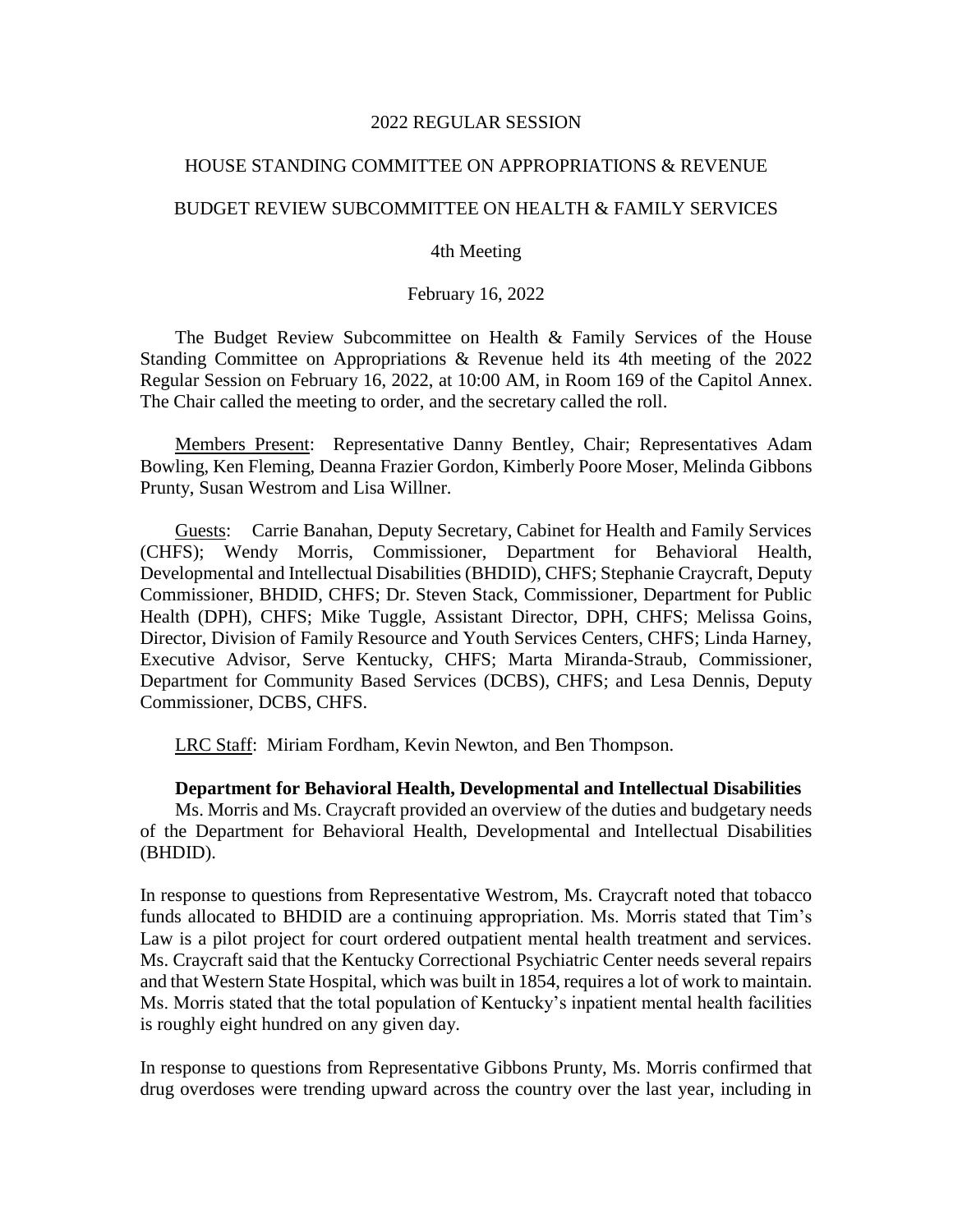2022 REGULAR SESSION

HOUSE STANDING COMMITTEE ON APPROPRIATIONS & REVENUE

BUDGET REVIEW SUBCOMMITTEE ON HEALTH & FAMILY SERVICES

4th Meeting

February 16, 2022

The Budget Review Subcommittee on Health & Family Services of the House Standing Committee on Appropriations & Revenue held its 4th meeting of the 2022 Regular Session on February 16, 2022, at 10:00 AM, in Room 169 of the Capitol Annex. The Chair called the meeting to order, and the secretary called the roll.

Members Present: Representative Danny Bentley, Chair; Representatives Adam Bowling, Ken Fleming, Deanna Frazier Gordon, Kimberly Poore Moser, Melinda Gibbons Prunty, Susan Westrom and Lisa Willner.

Guests: Carrie Banahan, Deputy Secretary, Cabinet for Health and Family Services (CHFS); Wendy Morris, Commissioner, Department for Behavioral Health, Developmental and Intellectual Disabilities (BHDID), CHFS; Stephanie Craycraft, Deputy Commissioner, BHDID, CHFS; Dr. Steven Stack, Commissioner, Department for Public Health (DPH), CHFS; Mike Tuggle, Assistant Director, DPH, CHFS; Melissa Goins, Director, Division of Family Resource and Youth Services Centers, CHFS; Linda Harney, Executive Advisor, Serve Kentucky, CHFS; Marta Miranda-Straub, Commissioner, Department for Community Based Services (DCBS), CHFS; and Lesa Dennis, Deputy Commissioner, DCBS, CHFS.

LRC Staff: Miriam Fordham, Kevin Newton, and Ben Thompson.

**Department for Behavioral Health, Developmental and Intellectual Disabilities**

Ms. Morris and Ms. Craycraft provided an overview of the duties and budgetary needs of the Department for Behavioral Health, Developmental and Intellectual Disabilities (BHDID).

In response to questions from Representative Westrom, Ms. Craycraft noted that tobacco funds allocated to BHDID are a continuing appropriation. Ms. Morris stated that Tim's Law is a pilot project for court ordered outpatient mental health treatment and services. Ms. Craycraft said that the Kentucky Correctional Psychiatric Center needs several repairs and that Western State Hospital, which was built in 1854, requires a lot of work to maintain. Ms. Morris stated that the total population of Kentucky's inpatient mental health facilities is roughly eight hundred on any given day.

In response to questions from Representative Gibbons Prunty, Ms. Morris confirmed that drug overdoses were trending upward across the country over the last year, including in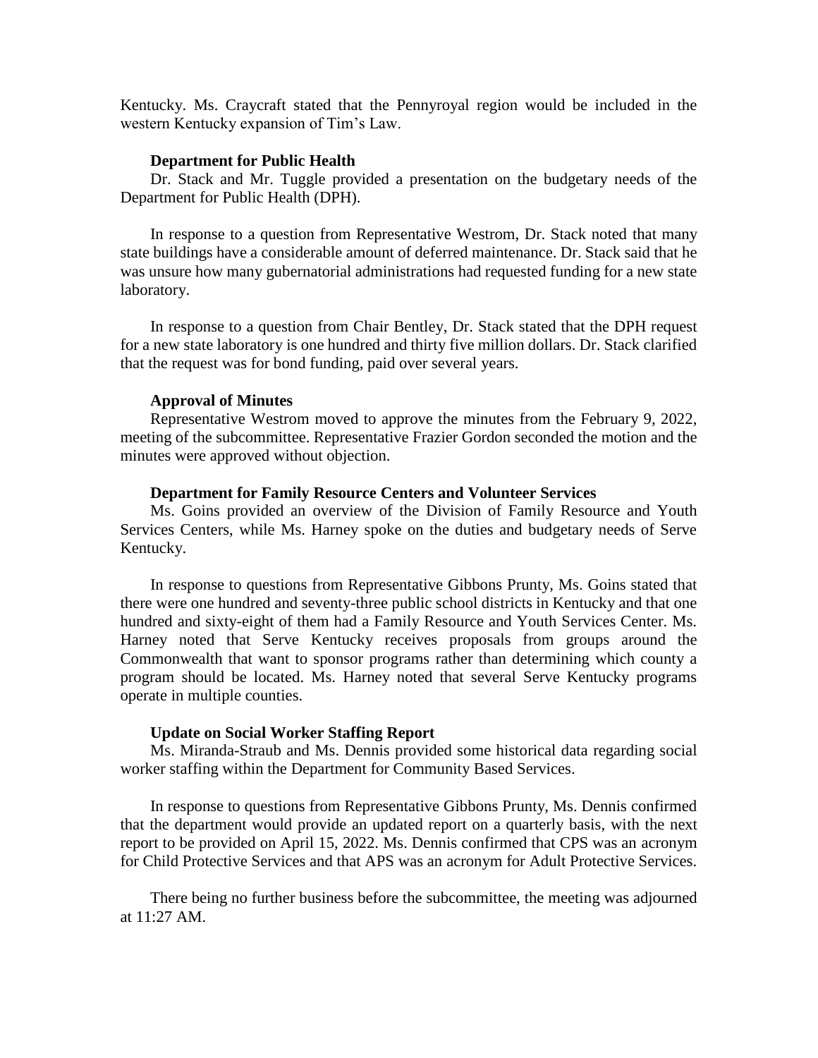Kentucky. Ms. Craycraft stated that the Pennyroyal region would be included in the western Kentucky expansion of Tim's Law.

**Department for Public Health**

Dr. Stack and Mr. Tuggle provided a presentation on the budgetary needs of the Department for Public Health (DPH).

In response to a question from Representative Westrom, Dr. Stack noted that many state buildings have a considerable amount of deferred maintenance. Dr. Stack said that he was unsure how many gubernatorial administrations had requested funding for a new state laboratory.

In response to a question from Chair Bentley, Dr. Stack stated that the DPH request for a new state laboratory is one hundred and thirty five million dollars. Dr. Stack clarified that the request was for bond funding, paid over several years.

**Approval of Minutes**

Representative Westrom moved to approve the minutes from the February 9, 2022, meeting of the subcommittee. Representative Frazier Gordon seconded the motion and the minutes were approved without objection.

**Department for Family Resource Centers and Volunteer Services**

Ms. Goins provided an overview of the Division of Family Resource and Youth Services Centers, while Ms. Harney spoke on the duties and budgetary needs of Serve Kentucky.

In response to questions from Representative Gibbons Prunty, Ms. Goins stated that there were one hundred and seventy-three public school districts in Kentucky and that one hundred and sixty-eight of them had a Family Resource and Youth Services Center. Ms. Harney noted that Serve Kentucky receives proposals from groups around the Commonwealth that want to sponsor programs rather than determining which county a program should be located. Ms. Harney noted that several Serve Kentucky programs operate in multiple counties.

**Update on Social Worker Staffing Report**

Ms. Miranda-Straub and Ms. Dennis provided some historical data regarding social worker staffing within the Department for Community Based Services.

In response to questions from Representative Gibbons Prunty, Ms. Dennis confirmed that the department would provide an updated report on a quarterly basis, with the next report to be provided on April 15, 2022. Ms. Dennis confirmed that CPS was an acronym for Child Protective Services and that APS was an acronym for Adult Protective Services.

There being no further business before the subcommittee, the meeting was adjourned at 11:27 AM.